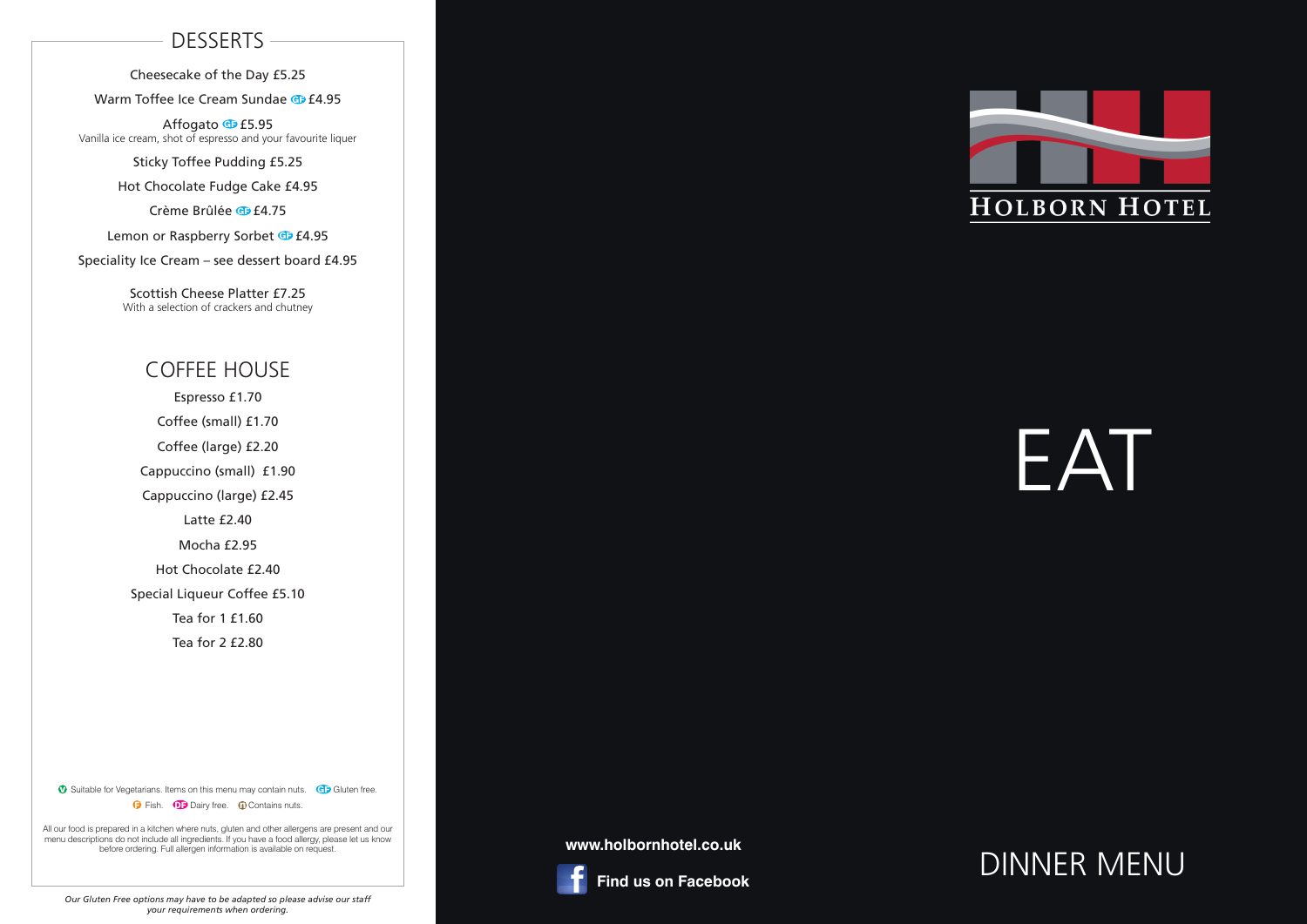## DESSERTS

Cheesecake of the Day £5.25

Warm Toffee Ice Cream Sundae GF £4.95

Affogato GF £5.95
Vanilla ice cream, shot of espresso and your favourite liquer

Sticky Toffee Pudding £5.25

Hot Chocolate Fudge Cake £4.95

Crème Brûlée GF £4.75

Lemon or Raspberry Sorbet GF £4.95

Speciality Ice Cream – see dessert board £4.95

Scottish Cheese Platter £7.25
With a selection of crackers and chutney

## COFFEE HOUSE

Espresso £1.70

Coffee (small) £1.70

Coffee (large) £2.20

Cappuccino (small) £1.90

Cappuccino (large) £2.45

Latte £2.40

Mocha £2.95

Hot Chocolate £2.40

Special Liqueur Coffee £5.10

Tea for 1 £1.60

Tea for 2 £2.80

V Suitable for Vegetarians. Items on this menu may contain nuts. GF Gluten free.
F Fish. DF Dairy free. N Contains nuts.

All our food is prepared in a kitchen where nuts, gluten and other allergens are present and our menu descriptions do not include all ingredients. If you have a food allergy, please let us know before ordering. Full allergen information is available on request.

*Our Gluten Free options may have to be adapted so please advise our staff your requirements when ordering.*

**www.holbornhotel.co.uk**

**Find us on Facebook**

HOLBORN HOTEL

# EAT

## DINNER MENU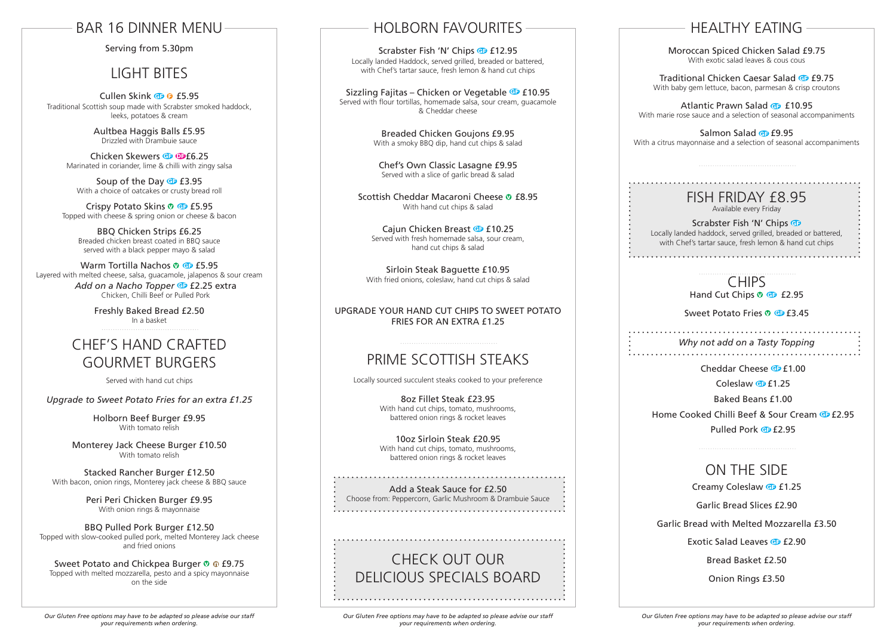# BAR 16 DINNER MENU

Serving from 5.30pm

## LIGHT BITES

Cullen Skink GF F £5.95
Traditional Scottish soup made with Scrabster smoked haddock, leeks, potatoes & cream

Aultbea Haggis Balls £5.95
Drizzled with Drambuie sauce

Chicken Skewers GF DF £6.25
Marinated in coriander, lime & chilli with zingy salsa

Soup of the Day GF £3.95
With a choice of oatcakes or crusty bread roll

Crispy Potato Skins V GF £5.95
Topped with cheese & spring onion or cheese & bacon

BBQ Chicken Strips £6.25
Breaded chicken breast coated in BBQ sauce served with a black pepper mayo & salad

Warm Tortilla Nachos V GF £5.95
Layered with melted cheese, salsa, guacamole, jalapenos & sour cream

*Add on a Nacho Topper* GF £2.25 extra
Chicken, Chilli Beef or Pulled Pork

Freshly Baked Bread £2.50
In a basket

## CHEF'S HAND CRAFTED GOURMET BURGERS

Served with hand cut chips

*Upgrade to Sweet Potato Fries for an extra £1.25*

Holborn Beef Burger £9.95
With tomato relish

Monterey Jack Cheese Burger £10.50
With tomato relish

Stacked Rancher Burger £12.50
With bacon, onion rings, Monterey jack cheese & BBQ sauce

Peri Peri Chicken Burger £9.95
With onion rings & mayonnaise

BBQ Pulled Pork Burger £12.50
Topped with slow-cooked pulled pork, melted Monterey Jack cheese and fried onions

Sweet Potato and Chickpea Burger V N £9.75
Topped with melted mozzarella, pesto and a spicy mayonnaise on the side

*Our Gluten Free options may have to be adapted so please advise our staff your requirements when ordering.*

# HOLBORN FAVOURITES

Scrabster Fish 'N' Chips GF £12.95
Locally landed Haddock, served grilled, breaded or battered, with Chef's tartar sauce, fresh lemon & hand cut chips

Sizzling Fajitas – Chicken or Vegetable GF £10.95
Served with flour tortillas, homemade salsa, sour cream, guacamole & Cheddar cheese

Breaded Chicken Goujons £9.95
With a smoky BBQ dip, hand cut chips & salad

Chef's Own Classic Lasagne £9.95
Served with a slice of garlic bread & salad

Scottish Cheddar Macaroni Cheese V £8.95
With hand cut chips & salad

Cajun Chicken Breast GF £10.25
Served with fresh homemade salsa, sour cream, hand cut chips & salad

Sirloin Steak Baguette £10.95
With fried onions, coleslaw, hand cut chips & salad

UPGRADE YOUR HAND CUT CHIPS TO SWEET POTATO FRIES FOR AN EXTRA £1.25

## PRIME SCOTTISH STEAKS

Locally sourced succulent steaks cooked to your preference

8oz Fillet Steak £23.95
With hand cut chips, tomato, mushrooms, battered onion rings & rocket leaves

10oz Sirloin Steak £20.95
With hand cut chips, tomato, mushrooms, battered onion rings & rocket leaves

Add a Steak Sauce for £2.50
Choose from: Peppercorn, Garlic Mushroom & Drambuie Sauce

CHECK OUT OUR DELICIOUS SPECIALS BOARD

*Our Gluten Free options may have to be adapted so please advise our staff your requirements when ordering.*

# HEALTHY EATING

Moroccan Spiced Chicken Salad £9.75
With exotic salad leaves & cous cous

Traditional Chicken Caesar Salad GF £9.75
With baby gem lettuce, bacon, parmesan & crisp croutons

Atlantic Prawn Salad GF £10.95
With marie rose sauce and a selection of seasonal accompaniments

Salmon Salad GF £9.95
With a citrus mayonnaise and a selection of seasonal accompaniments

## FISH FRIDAY £8.95

Available every Friday

Scrabster Fish 'N' Chips GF
Locally landed haddock, served grilled, breaded or battered, with Chef's tartar sauce, fresh lemon & hand cut chips

## CHIPS

Hand Cut Chips V GF £2.95

Sweet Potato Fries V GF £3.45

*Why not add on a Tasty Topping*

Cheddar Cheese GF £1.00

Coleslaw GF £1.25

Baked Beans £1.00

Home Cooked Chilli Beef & Sour Cream GF £2.95

Pulled Pork GF £2.95

## ON THE SIDE

Creamy Coleslaw GF £1.25

Garlic Bread Slices £2.90

Garlic Bread with Melted Mozzarella £3.50

Exotic Salad Leaves GF £2.90

Bread Basket £2.50

Onion Rings £3.50

*Our Gluten Free options may have to be adapted so please advise our staff your requirements when ordering.*